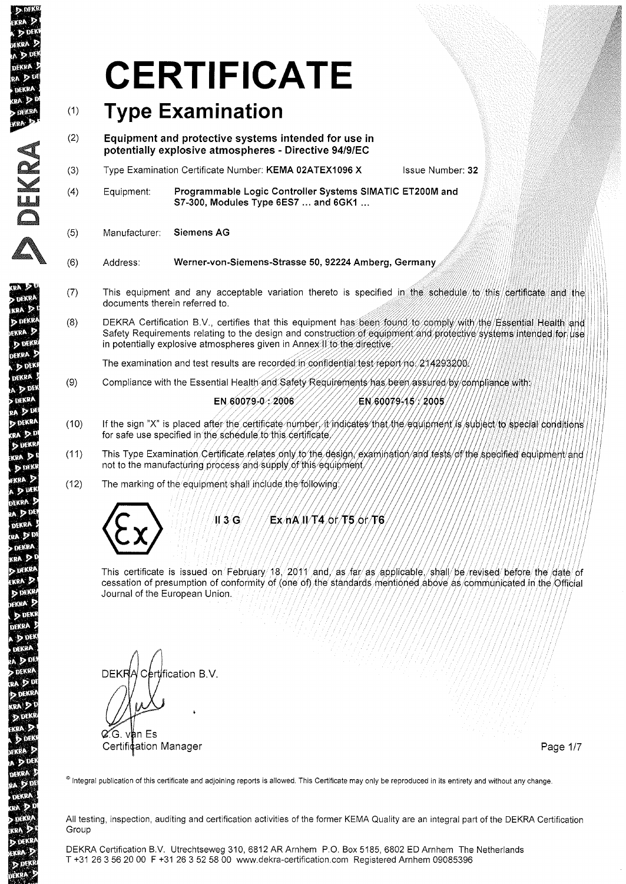# CERTIFICATE

## (1) Type Examination

(2) **Equipment and protective systems intended for use in potentially explosive atmospheres - Directive 94/9/EC**

(3) Type Examination Certificate Number: **KEMA 02ATEX1096 X** Issue Number: **32**

(4) Equipment: **Programmable Logic Controller Systems SIMATIC ET200M and S7-300, Modules Type 6ES7 ... and 6GK1 ...**

(5) Manufacturer: **Siemens AG**

(6) Address: **Werner-von-Siemens-Strasse 50, 92224 Amberg, Germany**

(7) This equipment and any acceptable variation thereto is specified in the schedule to this certificate and the documents therein referred to.

(8) DEKRA Certification B.V., certifies that this equipment has been found to comply with the Essential Health and Safety Requirements relating to the design and construction of equipment and protective systems intended for use in potentially explosive atmospheres given in Annex II to the directive.

The examination and test results are recorded in confidential test report no. 214293200.

(9) Compliance with the Essential Health and Safety Requirements has been assured by compliance with:

**EN 60079-0 : 2006** **EN 60079-15 : 2005**

(10) If the sign "X" is placed after the certificate number, it indicates that the equipment is subject to special conditions for safe use specified in the schedule to this certificate.

(11) This Type Examination Certificate relates only to the design, examination and tests of the specified equipment and not to the manufacturing process and supply of this equipment.

(12) The marking of the equipment shall include the following:

Ex **II 3 G Ex nA II T4 or T5 or T6**

This certificate is issued on February 18, 2011 and, as far as applicable, shall be revised before the date of cessation of presumption of conformity of (one of) the standards mentioned above as communicated in the Official Journal of the European Union.

DEKRA Certification B.V.

C.G. van Es
Certification Manager

© Integral publication of this certificate and adjoining reports is allowed. This Certificate may only be reproduced in its entirety and without any change.

All testing, inspection, auditing and certification activities of the former KEMA Quality are an integral part of the DEKRA Certification Group

DEKRA Certification B.V. Utrechtseweg 310, 6812 AR Arnhem P.O. Box 5185, 6802 ED Arnhem The Netherlands
T +31 26 3 56 20 00 F +31 26 3 52 58 00 www.dekra-certification.com Registered Arnhem 09085396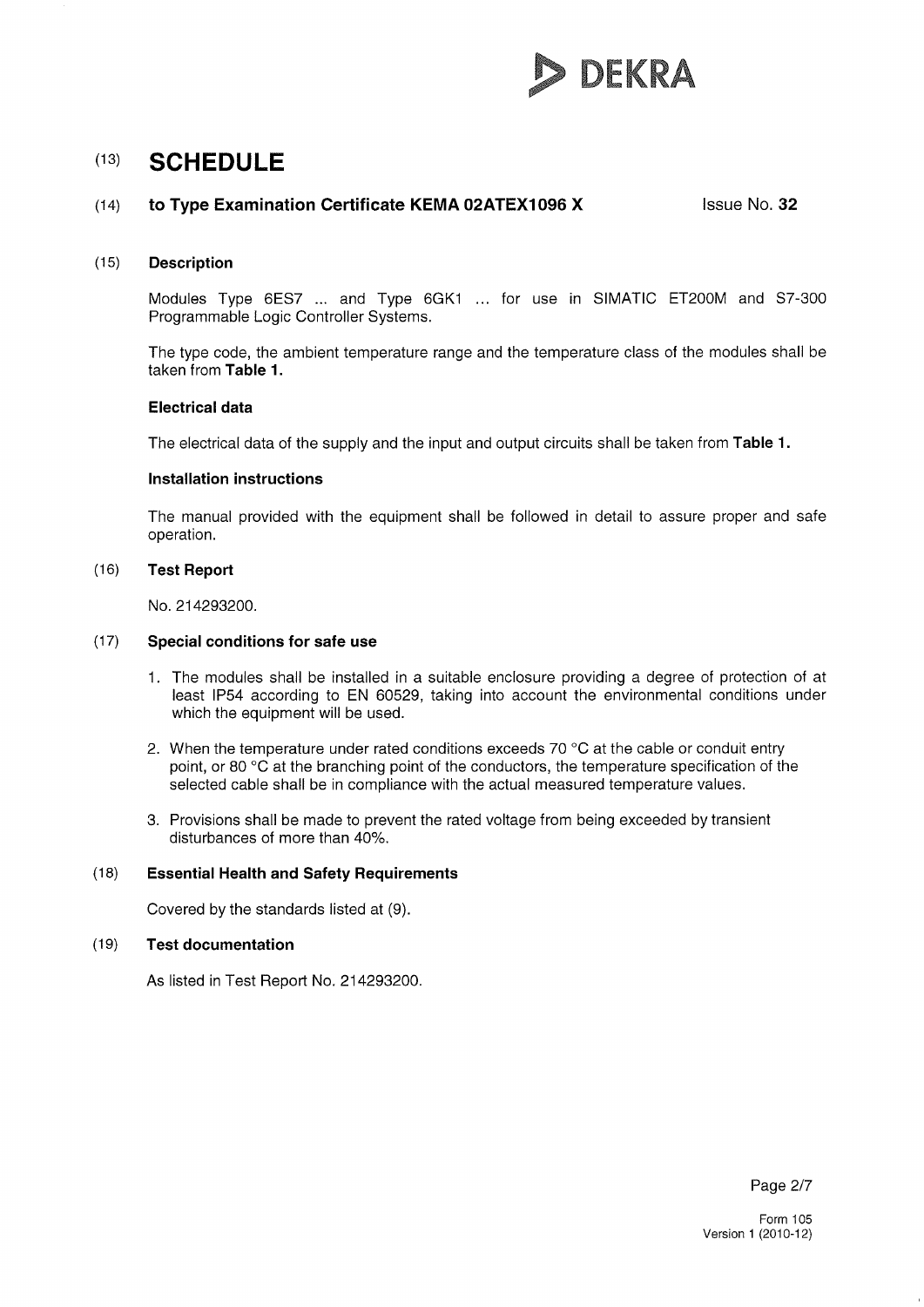# (13) SCHEDULE

## (14) to Type Examination Certificate KEMA 02ATEX1096 X

Issue No. **32**

### (15) Description

Modules Type 6ES7 ... and Type 6GK1 ... for use in SIMATIC ET200M and S7-300 Programmable Logic Controller Systems.

The type code, the ambient temperature range and the temperature class of the modules shall be taken from **Table 1.**

**Electrical data**

The electrical data of the supply and the input and output circuits shall be taken from **Table 1.**

**Installation instructions**

The manual provided with the equipment shall be followed in detail to assure proper and safe operation.

### (16) Test Report

No. 214293200.

### (17) Special conditions for safe use

1. The modules shall be installed in a suitable enclosure providing a degree of protection of at least IP54 according to EN 60529, taking into account the environmental conditions under which the equipment will be used.
2. When the temperature under rated conditions exceeds 70 °C at the cable or conduit entry point, or 80 °C at the branching point of the conductors, the temperature specification of the selected cable shall be in compliance with the actual measured temperature values.
3. Provisions shall be made to prevent the rated voltage from being exceeded by transient disturbances of more than 40%.

### (18) Essential Health and Safety Requirements

Covered by the standards listed at (9).

### (19) Test documentation

As listed in Test Report No. 214293200.

Form 105
Version 1 (2010-12)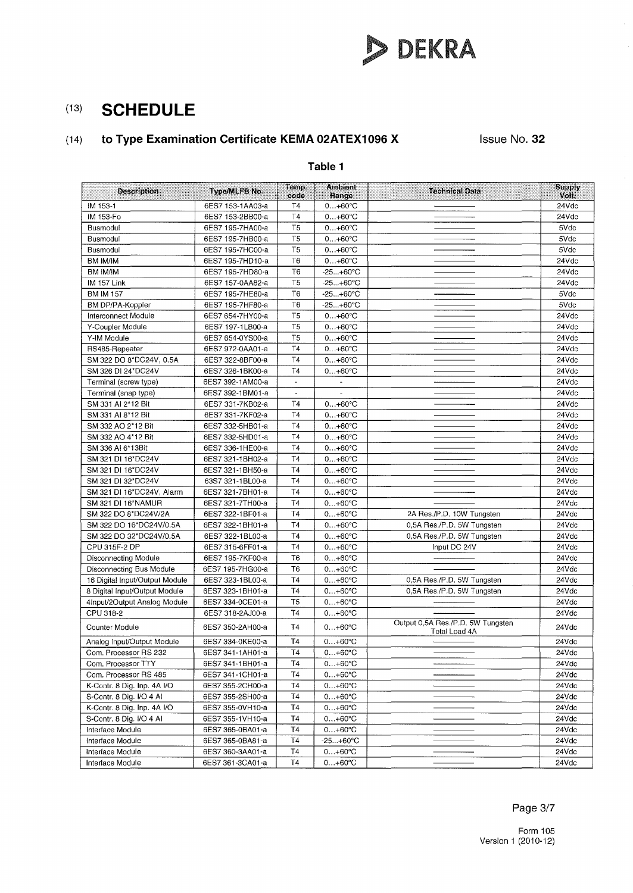(13) # SCHEDULE

(14) ## to Type Examination Certificate KEMA 02ATEX1096 X

Issue No. **32**

**Table 1**

| Description | Type/MLFB No. | Temp. code | Ambient Range | Technical Data | Supply Volt. |
|---|---|---|---|---|---|
| IM 153-1 | 6ES7 153-1AA03-a | T4 | 0...+60°C | ———— | 24Vdc |
| IM 153-Fo | 6ES7 153-2BB00-a | T4 | 0...+60°C | ———— | 24Vdc |
| Busmodul | 6ES7 195-7HA00-a | T5 | 0...+60°C | ———— | 5Vdc |
| Busmodul | 6ES7 195-7HB00-a | T5 | 0...+60°C | ———— | 5Vdc |
| Busmodul | 6ES7 195-7HC00-a | T5 | 0...+60°C | ———— | 5Vdc |
| BM IM/IM | 6ES7 195-7HD10-a | T6 | 0...+60°C | ———— | 24Vdc |
| BM IM/IM | 6ES7 195-7HD80-a | T6 | -25...+60°C | ———— | 24Vdc |
| IM 157 Link | 6ES7 157-0AA82-a | T5 | -25...+60°C | ———— | 24Vdc |
| BM IM 157 | 6ES7 195-7HE80-a | T6 | -25...+60°C | ———— | 5Vdc |
| BM DP/PA-Koppler | 6ES7 195-7HF80-a | T6 | -25...+60°C | ———— | 5Vdc |
| Interconnect Module | 6ES7 654-7HY00-a | T5 | 0...+60°C | ———— | 24Vdc |
| Y-Coupler Module | 6ES7 197-1LB00-a | T5 | 0...+60°C | ———— | 24Vdc |
| Y-IM Module | 6ES7 654-0YS00-a | T5 | 0...+60°C | ———— | 24Vdc |
| RS485-Repeater | 6ES7 972-0AA01-a | T4 | 0...+60°C | ———— | 24Vdc |
| SM 322 DO 8*DC24V, 0.5A | 6ES7 322-8BF00-a | T4 | 0...+60°C | ———— | 24Vdc |
| SM 326 DI 24*DC24V | 6ES7 326-1BK00-a | T4 | 0...+60°C | ———— | 24Vdc |
| Terminal (screw type) | 6ES7 392-1AM00-a | - | - | ———— | 24Vdc |
| Terminal (snap type) | 6ES7 392-1BM01-a | - | - | ———— | 24Vdc |
| SM 331 AI 2*12 Bit | 6ES7 331-7KB02-a | T4 | 0...+60°C | ———— | 24Vdc |
| SM 331 AI 8*12 Bit | 6ES7 331-7KF02-a | T4 | 0...+60°C | ———— | 24Vdc |
| SM 332 AO 2*12 Bit | 6ES7 332-5HB01-a | T4 | 0...+60°C | ———— | 24Vdc |
| SM 332 AO 4*12 Bit | 6ES7 332-5HD01-a | T4 | 0...+60°C | ———— | 24Vdc |
| SM 336 AI 6*13Bit | 6ES7 336-1HE00-a | T4 | 0...+60°C | ———— | 24Vdc |
| SM 321 DI 16*DC24V | 6ES7 321-1BH02-a | T4 | 0...+60°C | ———— | 24Vdc |
| SM 321 DI 16*DC24V | 6ES7 321-1BH50-a | T4 | 0...+60°C | ———— | 24Vdc |
| SM 321 DI 32*DC24V | 63S7 321-1BL00-a | T4 | 0...+60°C | ———— | 24Vdc |
| SM 321 DI 16*DC24V, Alarm | 6ES7 321-7BH01-a | T4 | 0...+60°C | ———— | 24Vdc |
| SM 321 DI 16*NAMUR | 6ES7 321-7TH00-a | T4 | 0...+60°C | ———— | 24Vdc |
| SM 322 DO 8*DC24V/2A | 6ES7 322-1BF01-a | T4 | 0...+60°C | 2A Res./P.D. 10W Tungsten | 24Vdc |
| SM 322 DO 16*DC24V/0.5A | 6ES7 322-1BH01-a | T4 | 0...+60°C | 0,5A Res./P.D. 5W Tungsten | 24Vdc |
| SM 322 DO 32*DC24V/0.5A | 6ES7 322-1BL00-a | T4 | 0...+60°C | 0,5A Res./P.D. 5W Tungsten | 24Vdc |
| CPU 315F-2 DP | 6ES7 315-6FF01-a | T4 | 0...+60°C | Input DC 24V | 24Vdc |
| Disconnecting Module | 6ES7 195-7KF00-a | T6 | 0...+60°C | ———— | 24Vdc |
| Disconnecting Bus Module | 6ES7 195-7HG00-a | T6 | 0...+60°C | ———— | 24Vdc |
| 16 Digital Input/Output Module | 6ES7 323-1BL00-a | T4 | 0...+60°C | 0,5A Res./P.D. 5W Tungsten | 24Vdc |
| 8 Digital Input/Output Module | 6ES7 323-1BH01-a | T4 | 0...+60°C | 0,5A Res./P.D. 5W Tungsten | 24Vdc |
| 4Input/2Output Analog Module | 6ES7 334-0CE01-a | T5 | 0...+60°C | ———— | 24Vdc |
| CPU 318-2 | 6ES7 318-2AJ00-a | T4 | 0...+60°C | ———— | 24Vdc |
| Counter Module | 6ES7 350-2AH00-a | T4 | 0...+60°C | Output 0,5A Res./P.D. 5W Tungsten Total Load 4A | 24Vdc |
| Analog Input/Output Module | 6ES7 334-0KE00-a | T4 | 0...+60°C | ———— | 24Vdc |
| Com. Processor RS 232 | 6ES7 341-1AH01-a | T4 | 0...+60°C | ———— | 24Vdc |
| Com. Processor TTY | 6ES7 341-1BH01-a | T4 | 0...+60°C | ———— | 24Vdc |
| Com. Processor RS 485 | 6ES7 341-1CH01-a | T4 | 0...+60°C | ———— | 24Vdc |
| K-Contr. 8 Dig. Inp. 4A I/O | 6ES7 355-2CH00-a | T4 | 0...+60°C | ———— | 24Vdc |
| S-Contr. 8 Dig. I/O 4 AI | 6ES7 355-2SH00-a | T4 | 0...+60°C | ———— | 24Vdc |
| K-Contr. 8 Dig. Inp. 4A I/O | 6ES7 355-0VH10-a | T4 | 0...+60°C | ———— | 24Vdc |
| S-Contr. 8 Dig. I/O 4 AI | 6ES7 355-1VH10-a | T4 | 0...+60°C | ———— | 24Vdc |
| Interface Module | 6ES7 365-0BA01-a | T4 | 0...+60°C | ———— | 24Vdc |
| Interface Module | 6ES7 365-0BA81-a | T4 | -25...+60°C | ———— | 24Vdc |
| Interface Module | 6ES7 360-3AA01-a | T4 | 0...+60°C | ———— | 24Vdc |
| Interface Module | 6ES7 361-3CA01-a | T4 | 0...+60°C | ———— | 24Vdc |

Form 105
Version 1 (2010-12)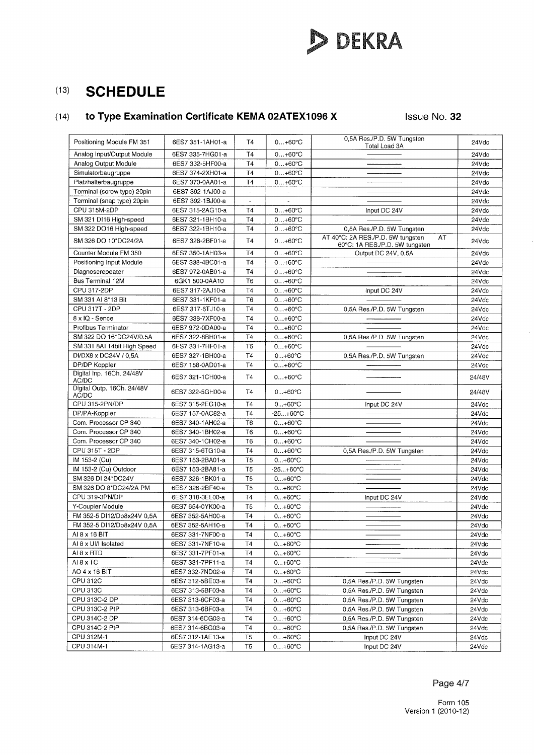# (13) SCHEDULE

## (14) to Type Examination Certificate KEMA 02ATEX1096 X

Issue No. **32**

| | | | | | |
|---|---|---|---|---|---|
| Positioning Module FM 351 | 6ES7 351-1AH01-a | T4 | 0...+60°C | 0,5A Res./P.D. 5W Tungsten Total Load 3A | 24Vdc |
| Analog Input/Output Module | 6ES7 335-7HG01-a | T4 | 0...+60°C | ———— | 24Vdc |
| Analog Output Module | 6ES7 332-5HF00-a | T4 | 0...+60°C | ———— | 24Vdc |
| Simulatorbaugruppe | 6ES7 374-2XH01-a | T4 | 0...+60°C | ———— | 24Vdc |
| Platzhalterbaugruppe | 6ES7 370-0AA01-a | T4 | 0...+60°C | ———— | 24Vdc |
| Terminal (screw type) 20pin | 6ES7 392-1AJ00-a | - | - | ———— | 24Vdc |
| Terminal (snap type) 20pin | 6ES7 392-1BJ00-a | - | - | ———— | 24Vdc |
| CPU 315M-2DP | 6ES7 315-2AG10-a | T4 | 0...+60°C | Input DC 24V | 24Vdc |
| SM 321 DI16 High-speed | 6ES7 321-1BH10-a | T4 | 0...+60°C | ———— | 24Vdc |
| SM 322 DO16 High-speed | 6ES7 322-1BH10-a | T4 | 0...+60°C | 0,5A Res./P.D. 5W Tungsten | 24Vdc |
| SM 326 DO 10*DC24/2A | 6ES7 326-2BF01-a | T4 | 0...+60°C | AT 40°C: 2A RES./P.D. 5W tungsten AT 60°C: 1A RES./P.D. 5W tungsten | 24Vdc |
| Counter Module FM 350 | 6ES7 350-1AH03-a | T4 | 0...+60°C | Output DC 24V, 0.5A | 24Vdc |
| Positioning Input Module | 6ES7 338-4BC01-a | T4 | 0...+60°C | ———— | 24Vdc |
| Diagnoserepeater | 6ES7 972-0AB01-a | T4 | 0...+60°C | ———— | 24Vdc |
| Bus Terminal 12M | 6GK1 500-0AA10 | T6 | 0...+60°C | | 24Vdc |
| CPU 317-2DP | 6ES7 317-2AJ10-a | T4 | 0...+60°C | Input DC 24V | 24Vdc |
| SM 331 AI 8*13 Bit | 6ES7 331-1KF01-a | T6 | 0...+60°C | | 24Vdc |
| CPU 317T - 2DP | 6ES7 317-6TJ10-a | T4 | 0...+60°C | 0,5A Res./P.D. 5W Tungsten | 24Vdc |
| 8 x IQ - Sence | 6ES7 338-7XF00-a | T4 | 0...+60°C | ———— | 24Vdc |
| Profibus Terminator | 6ES7 972-0DA00-a | T4 | 0...+60°C | ———— | 24Vdc |
| SM 322 DO 16*DC24V/0.5A | 6ES7 322-8BH01-a | T4 | 0...+60°C | 0,5A Res./P.D. 5W Tungsten | 24Vdc |
| SM 331 8AI 14bit High Speed | 6ES7 331-7HF01-a | T5 | 0...+60°C | ———— | 24Vdc |
| DI/DX8 x DC24V / 0,5A | 6ES7 327-1BH00-a | T4 | 0...+60°C | 0,5A Res./P.D. 5W Tungsten | 24Vdc |
| DP/DP Koppler | 6ES7 158-0AD01-a | T4 | 0...+60°C | ———— | 24Vdc |
| Digital Inp. 16Ch. 24/48V AC/DC | 6ES7 321-1CH00-a | T4 | 0...+60°C | ———— | 24/48V |
| Digital Outp. 16Ch. 24/48V AC/DC | 6ES7 322-5GH00-a | T4 | 0...+60°C | ———— | 24/48V |
| CPU 315-2PN/DP | 6ES7 315-2EG10-a | T4 | 0...+60°C | Input DC 24V | 24Vdc |
| DP/PA-Koppler | 6ES7 157-0AC82-a | T4 | -25...+60°C | ———— | 24Vdc |
| Com. Processor CP 340 | 6ES7 340-1AH02-a | T6 | 0...+60°C | ———— | 24Vdc |
| Com. Processor CP 340 | 6ES7 340-1BH02-a | T6 | 0...+60°C | ———— | 24Vdc |
| Com. Processor CP 340 | 6ES7 340-1CH02-a | T6 | 0...+60°C | ———— | 24Vdc |
| CPU 315T - 2DP | 6ES7 315-6TG10-a | T4 | 0...+60°C | 0,5A Res./P.D. 5W Tungsten | 24Vdc |
| IM 153-2 (Cu) | 6ES7 153-2BA01-a | T5 | 0...+60°C | ———— | 24Vdc |
| IM 153-2 (Cu) Outdoor | 6ES7 153-2BA81-a | T5 | -25...+60°C | ———— | 24Vdc |
| SM 326 DI 24*DC24V | 6ES7 326-1BK01-a | T5 | 0...+60°C | ———— | 24Vdc |
| SM 326 DO 8*DC24/2A PM | 6ES7 326-2BF40-a | T5 | 0...+60°C | ———— | 24Vdc |
| CPU 319-3PN/DP | 6ES7 318-3EL00-a | T4 | 0...+60°C | Input DC 24V | 24Vdc |
| Y-Coupler Module | 6ES7 654-0YK00-a | T5 | 0...+60°C | ———— | 24Vdc |
| FM 352-5 DI12/Do8x24V 0,5A | 6ES7 352-5AH00-a | T4 | 0...+60°C | ———— | 24Vdc |
| FM 352-5 DI12/Do8x24V 0,5A | 6ES7 352-5AH10-a | T4 | 0...+60°C | ———— | 24Vdc |
| AI 8 x 16 BIT | 6ES7 331-7NF00-a | T4 | 0...+60°C | ———— | 24Vdc |
| AI 8 x U/I Isolated | 6ES7 331-7NF10-a | T4 | 0...+60°C | ———— | 24Vdc |
| AI 8 x RTD | 6ES7 331-7PF01-a | T4 | 0...+60°C | ———— | 24Vdc |
| AI 8 x TC | 6ES7 331-7PF11-a | T4 | 0...+60°C | ———— | 24Vdc |
| AO 4 x 16 BIT | 6ES7 332-7ND02-a | T4 | 0...+60°C | ———— | 24Vdc |
| CPU 312C | 6ES7 312-5BE03-a | T4 | 0...+60°C | 0,5A Res./P.D. 5W Tungsten | 24Vdc |
| CPU 313C | 6ES7 313-5BF03-a | T4 | 0...+60°C | 0,5A Res./P.D. 5W Tungsten | 24Vdc |
| CPU 313C-2 DP | 6ES7 313-6CF03-a | T4 | 0...+60°C | 0,5A Res./P.D. 5W Tungsten | 24Vdc |
| CPU 313C-2 PtP | 6ES7 313-6BF03-a | T4 | 0...+60°C | 0,5A Res./P.D. 5W Tungsten | 24Vdc |
| CPU 314C-2 DP | 6ES7 314-6CG03-a | T4 | 0...+60°C | 0,5A Res./P.D. 5W Tungsten | 24Vdc |
| CPU 314C-2 PtP | 6ES7 314-6BG03-a | T4 | 0...+60°C | 0,5A Res./P.D. 5W Tungsten | 24Vdc |
| CPU 312M-1 | 6ES7 312-1AE13-a | T5 | 0...+60°C | Input DC 24V | 24Vdc |
| CPU 314M-1 | 6ES7 314-1AG13-a | T5 | 0...+60°C | Input DC 24V | 24Vdc |

Form 105
Version 1 (2010-12)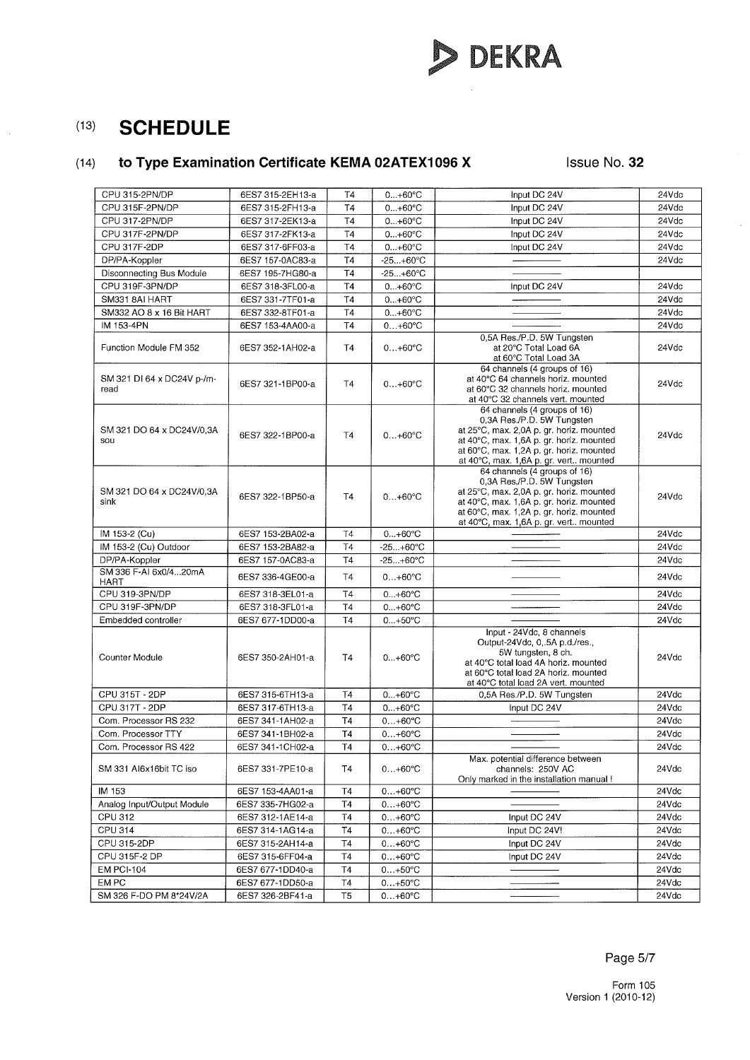(13) # SCHEDULE

(14) ## to Type Examination Certificate KEMA 02ATEX1096 X

Issue No. **32**

| | | | | | |
|---|---|---|---|---|---|
| CPU 315-2PN/DP | 6ES7 315-2EH13-a | T4 | 0...+60°C | Input DC 24V | 24Vdc |
| CPU 315F-2PN/DP | 6ES7 315-2FH13-a | T4 | 0...+60°C | Input DC 24V | 24Vdc |
| CPU 317-2PN/DP | 6ES7 317-2EK13-a | T4 | 0...+60°C | Input DC 24V | 24Vdc |
| CPU 317F-2PN/DP | 6ES7 317-2FK13-a | T4 | 0...+60°C | Input DC 24V | 24Vdc |
| CPU 317F-2DP | 6ES7 317-6FF03-a | T4 | 0...+60°C | Input DC 24V | 24Vdc |
| DP/PA-Koppler | 6ES7 157-0AC83-a | T4 | -25...+60°C | ———— | 24Vdc |
| Disconnecting Bus Module | 6ES7 195-7HG80-a | T4 | -25...+60°C | ———— | |
| CPU 319F-3PN/DP | 6ES7 318-3FL00-a | T4 | 0...+60°C | Input DC 24V | 24Vdc |
| SM331 8AI HART | 6ES7 331-7TF01-a | T4 | 0...+60°C | ———— | 24Vdc |
| SM332 AO 8 x 16 Bit HART | 6ES7 332-8TF01-a | T4 | 0...+60°C | ———— | 24Vdc |
| IM 153-4PN | 6ES7 153-4AA00-a | T4 | 0...+60°C | ———— | 24Vdc |
| Function Module FM 352 | 6ES7 352-1AH02-a | T4 | 0...+60°C | 0,5A Res./P.D. 5W Tungsten at 20°C Total Load 6A at 60°C Total Load 3A | 24Vdc |
| SM 321 DI 64 x DC24V p-/m-read | 6ES7 321-1BP00-a | T4 | 0...+60°C | 64 channels (4 groups of 16) at 40°C 64 channels horiz. mounted at 60°C 32 channels horiz. mounted at 40°C 32 channels vert. mounted | 24Vdc |
| SM 321 DO 64 x DC24V/0,3A sou | 6ES7 322-1BP00-a | T4 | 0...+60°C | 64 channels (4 groups of 16) 0,3A Res./P.D. 5W Tungsten at 25°C, max. 2,0A p. gr. horiz. mounted at 40°C, max. 1,6A p. gr. horiz. mounted at 60°C, max. 1,2A p. gr. horiz. mounted at 40°C, max. 1,6A p. gr. vert.. mounted | 24Vdc |
| SM 321 DO 64 x DC24V/0,3A sink | 6ES7 322-1BP50-a | T4 | 0...+60°C | 64 channels (4 groups of 16) 0,3A Res./P.D. 5W Tungsten at 25°C, max. 2,0A p. gr. horiz. mounted at 40°C, max. 1,6A p. gr. horiz. mounted at 60°C, max. 1,2A p. gr. horiz. mounted at 40°C, max. 1,6A p. gr. vert.. mounted | 24Vdc |
| IM 153-2 (Cu) | 6ES7 153-2BA02-a | T4 | 0...+60°C | ———— | 24Vdc |
| IM 153-2 (Cu) Outdoor | 6ES7 153-2BA82-a | T4 | -25...+60°C | ———— | 24Vdc |
| DP/PA-Koppler | 6ES7 157-0AC83-a | T4 | -25...+60°C | ———— | 24Vdc |
| SM 336 F-AI 6x0/4...20mA HART | 6ES7 336-4GE00-a | T4 | 0...+60°C | ———— | 24Vdc |
| CPU 319-3PN/DP | 6ES7 318-3EL01-a | T4 | 0...+60°C | ———— | 24Vdc |
| CPU 319F-3PN/DP | 6ES7 318-3FL01-a | T4 | 0...+60°C | ———— | 24Vdc |
| Embedded controller | 6ES7 677-1DD00-a | T4 | 0...+50°C | ———— | 24Vdc |
| Counter Module | 6ES7 350-2AH01-a | T4 | 0...+60°C | Input - 24Vdc, 8 channels Output-24Vdc, 0,.5A p.d./res., 5W tungsten, 8 ch. at 40°C total load 4A horiz. mounted at 60°C total load 2A horiz. mounted at 40°C total load 2A vert. mounted | 24Vdc |
| CPU 315T - 2DP | 6ES7 315-6TH13-a | T4 | 0...+60°C | 0,5A Res./P.D. 5W Tungsten | 24Vdc |
| CPU 317T - 2DP | 6ES7 317-6TH13-a | T4 | 0...+60°C | Input DC 24V | 24Vdc |
| Com. Processor RS 232 | 6ES7 341-1AH02-a | T4 | 0...+60°C | ———— | 24Vdc |
| Com. Processor TTY | 6ES7 341-1BH02-a | T4 | 0...+60°C | ———— | 24Vdc |
| Com. Processor RS 422 | 6ES7 341-1CH02-a | T4 | 0...+60°C | ———— | 24Vdc |
| SM 331 AI6x16bit TC iso | 6ES7 331-7PE10-a | T4 | 0...+60°C | Max. potential difference between channels: 250V AC Only marked in the installation manual ! | 24Vdc |
| IM 153 | 6ES7 153-4AA01-a | T4 | 0...+60°C | ———— | 24Vdc |
| Analog Input/Output Module | 6ES7 335-7HG02-a | T4 | 0...+60°C | ———— | 24Vdc |
| CPU 312 | 6ES7 312-1AE14-a | T4 | 0...+60°C | Input DC 24V | 24Vdc |
| CPU 314 | 6ES7 314-1AG14-a | T4 | 0...+60°C | Input DC 24V! | 24Vdc |
| CPU 315-2DP | 6ES7 315-2AH14-a | T4 | 0...+60°C | Input DC 24V | 24Vdc |
| CPU 315F-2 DP | 6ES7 315-6FF04-a | T4 | 0...+60°C | Input DC 24V | 24Vdc |
| EM PCI-104 | 6ES7 677-1DD40-a | T4 | 0...+50°C | ———— | 24Vdc |
| EM PC | 6ES7 677-1DD50-a | T4 | 0...+50°C | ———— | 24Vdc |
| SM 326 F-DO PM 8*24V/2A | 6ES7 326-2BF41-a | T5 | 0...+60°C | ———— | 24Vdc |

Form 105
Version 1 (2010-12)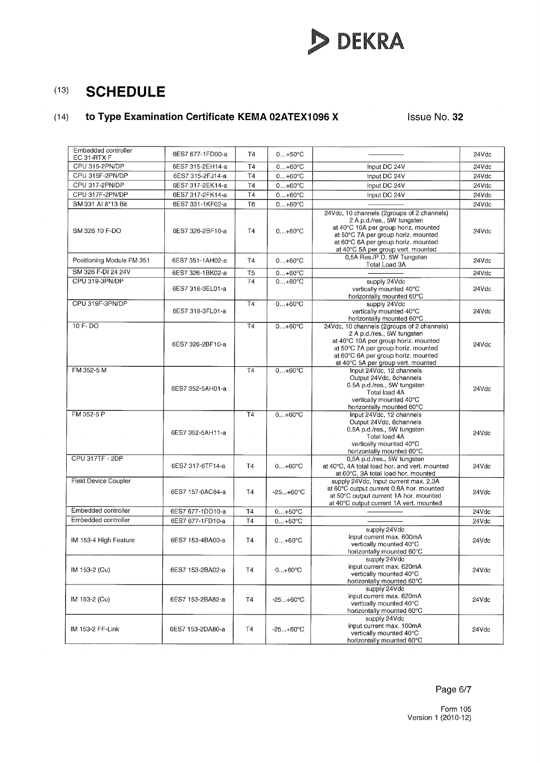(13) **SCHEDULE**

(14) **to Type Examination Certificate KEMA 02ATEX1096 X** Issue No. **32**

| | | | | | |
|---|---|---|---|---|---|
| Embedded controller EC 31-RTX F | 6ES7 677-1FD00-a | T4 | 0…+50°C | —————— | 24Vdc |
| CPU 315-2PN/DP | 6ES7 315-2EH14-a | T4 | 0…+60°C | Input DC 24V | 24Vdc |
| CPU 315F-2PN/DP | 6ES7 315-2FJ14-a | T4 | 0…+60°C | Input DC 24V | 24Vdc |
| CPU 317-2PN/DP | 6ES7 317-2EK14-a | T4 | 0…+60°C | Input DC 24V | 24Vdc |
| CPU 317F-2PN/DP | 6ES7 317-2FK14-a | T4 | 0…+60°C | Input DC 24V | 24Vdc |
| SM 331 AI 8*13 Bit | 6ES7 331-1KF02-a | T6 | 0…+60°C | —————— | 24Vdc |
| SM 326 10 F-DO | 6ES7 326-2BF10-a | T4 | 0…+60°C | 24Vdc, 10 channels (2groups of 2 channels) 2 A p.d./res., 5W tungsten at 40°C 10A per group horiz. mounted at 50°C 7A per group horiz. mounted at 60°C 6A per group horiz. mounted at 40°C 5A per group vert. mounted | 24Vdc |
| Positioning Module FM 351 | 6ES7 351-1AH02-a | T4 | 0…+60°C | 0,5A Res./P.D. 5W Tungsten Total Load 3A | 24Vdc |
| SM 326 F-DI 24 24V | 6ES7 326-1BK02-a | T5 | 0…+60°C | —————— | 24Vdc |
| CPU 319-3PN/DP | 6ES7 318-3EL01-a | T4 | 0…+60°C | supply 24Vdc vertically mounted 40°C horizontally mounted 60°C | 24Vdc |
| CPU 319F-3PN/DP | 6ES7 318-3FL01-a | T4 | 0…+60°C | supply 24Vdc vertically mounted 40°C horizontally mounted 60°C | 24Vdc |
| 10 F- DO | 6ES7 326-2BF10-a | T4 | 0…+60°C | 24Vdc, 10 channels (2groups of 2 channels) 2 A p.d./res., 5W tungsten at 40°C 10A per group horiz. mounted at 50°C 7A per group horiz. mounted at 60°C 6A per group horiz. mounted at 40°C 5A per group vert. mounted | 24Vdc |
| FM 352-5 M | 6ES7 352-5AH01-a | T4 | 0…+60°C | Input 24Vdc, 12 channels Output 24Vdc, 8channels 0.5A p.d./res., 5W tungsten Total load 4A vertically mounted 40°C horizontally mounted 60°C | 24Vdc |
| FM 352-5 P | 6ES7 352-5AH11-a | T4 | 0…+60°C | Input 24Vdc, 12 channels Output 24Vdc, 8channels 0.5A p.d./res., 5W tungsten Total load 4A vertically mounted 40°C horizontally mounted 60°C | 24Vdc |
| CPU 317TF - 2DP | 6ES7 317-6TF14-a | T4 | 0…+60°C | 0,5A p.d./res., 5W tungsten at 40°C, 4A total load hor. and vert. mounted at 60°C, 3A total load hor. mounted | 24Vdc |
| Field Device Coupler | 6ES7 157-0AC84-a | T4 | -25…+60°C | supply 24Vdc, Input current max. 2.3A at 60°C output current 0.8A hor. mounted at 50°C output current 1A hor. mounted at 40°C output current 1A vert. mounted | 24Vdc |
| Embedded controller | 6ES7 677-1DD10-a | T4 | 0…+50°C | —————— | 24Vdc |
| Embedded controller | 6ES7 677-1FD10-a | T4 | 0…+50°C | —————— | 24Vdc |
| IM 153-4 High Feature | 6ES7 153-4BA00-a | T4 | 0…+60°C | supply 24Vdc Input current max. 600mA vertically mounted 40°C horizontally mounted 60°C | 24Vdc |
| IM 153-2 (Cu) | 6ES7 153-2BA02-a | T4 | 0…+60°C | supply 24Vdc input current max. 620mA vertically mounted 40°C horizontally mounted 60°C | 24Vdc |
| IM 153-2 (Cu) | 6ES7 153-2BA82-a | T4 | -25…+60°C | supply 24Vdc input current max. 620mA vertically mounted 40°C horizontally mounted 60°C | 24Vdc |
| IM 153-2 FF-Link | 6ES7 153-2DA80-a | T4 | -25…+60°C | supply 24Vdc input current max. 100mA vertically mounted 40°C horizontally mounted 60°C | 24Vdc |

Form 105
Version 1 (2010-12)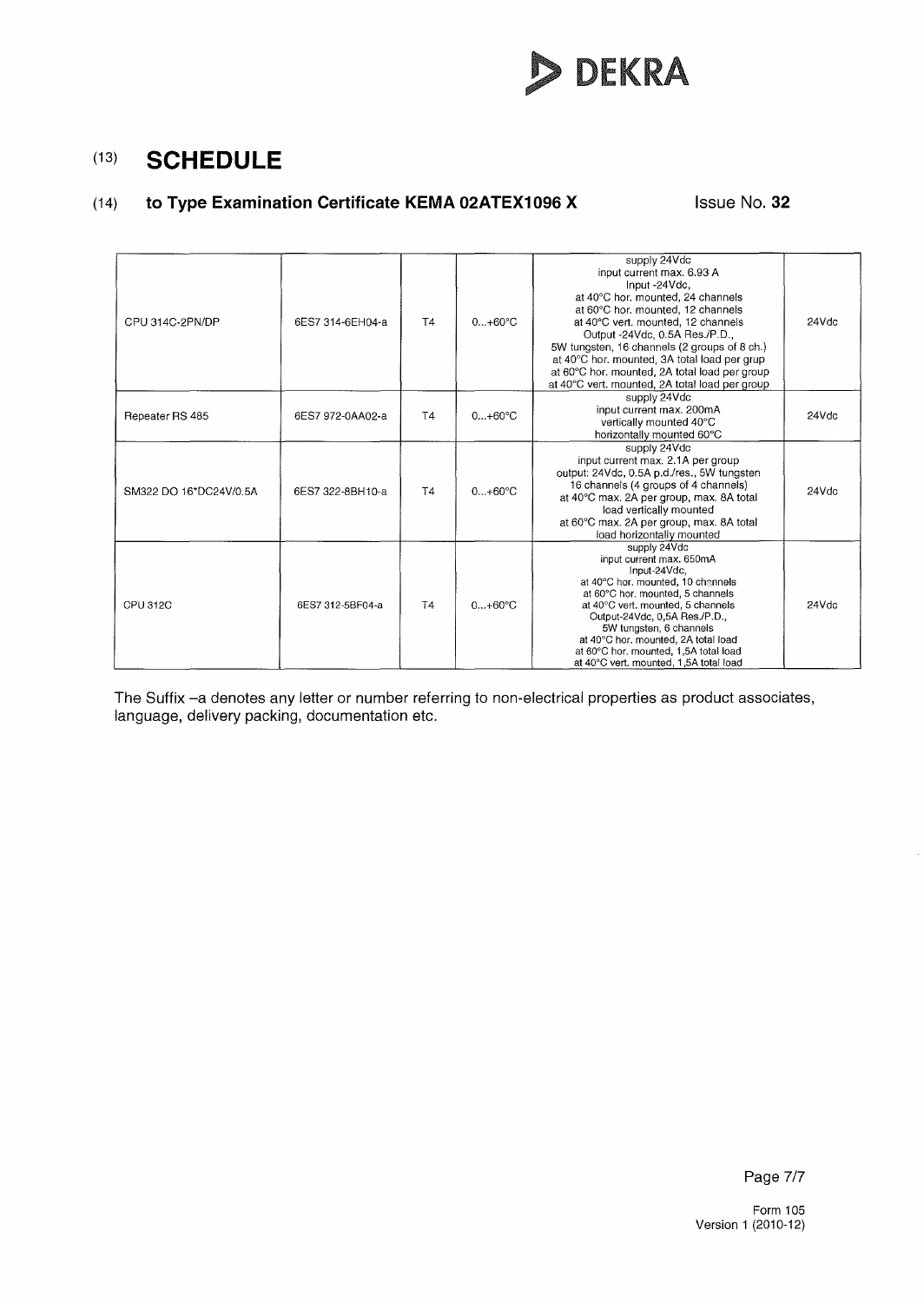## (13) SCHEDULE

### (14) to Type Examination Certificate KEMA 02ATEX1096 X

Issue No. **32**

| | | | | | |
|---|---|---|---|---|---|
| CPU 314C-2PN/DP | 6ES7 314-6EH04-a | T4 | 0...+60°C | supply 24Vdc<br>input current max. 6.93 A<br>Input -24Vdc,<br>at 40°C hor. mounted, 24 channels<br>at 60°C hor. mounted, 12 channels<br>at 40°C vert. mounted, 12 channels<br>Output -24Vdc, 0.5A Res./P.D.,<br>5W tungsten, 16 channels (2 groups of 8 ch.)<br>at 40°C hor. mounted, 3A total load per grup<br>at 60°C hor. mounted, 2A total load per group<br>at 40°C vert. mounted, 2A total load per group | 24Vdc |
| Repeater RS 485 | 6ES7 972-0AA02-a | T4 | 0...+60°C | supply 24Vdc<br>input current max. 200mA<br>vertically mounted 40°C<br>horizontally mounted 60°C | 24Vdc |
| SM322 DO 16*DC24V/0.5A | 6ES7 322-8BH10-a | T4 | 0...+60°C | supply 24Vdc<br>input current max. 2.1A per group<br>output: 24Vdc, 0.5A p.d./res., 5W tungsten<br>16 channels (4 groups of 4 channels)<br>at 40°C max. 2A per group, max. 8A total load vertically mounted<br>at 60°C max. 2A per group, max. 8A total load horizontally mounted | 24Vdc |
| CPU 312C | 6ES7 312-5BF04-a | T4 | 0...+60°C | supply 24Vdc<br>input current max. 650mA<br>Input-24Vdc,<br>at 40°C hor. mounted, 10 channels<br>at 60°C hor. mounted, 5 channels<br>at 40°C vert. mounted, 5 channels<br>Output-24Vdc, 0,5A Res./P.D.,<br>5W tungsten, 6 channels<br>at 40°C hor. mounted, 2A total load<br>at 60°C hor. mounted, 1,5A total load<br>at 40°C vert. mounted, 1,5A total load | 24Vdc |

The Suffix –a denotes any letter or number referring to non-electrical properties as product associates, language, delivery packing, documentation etc.

Form 105
Version 1 (2010-12)